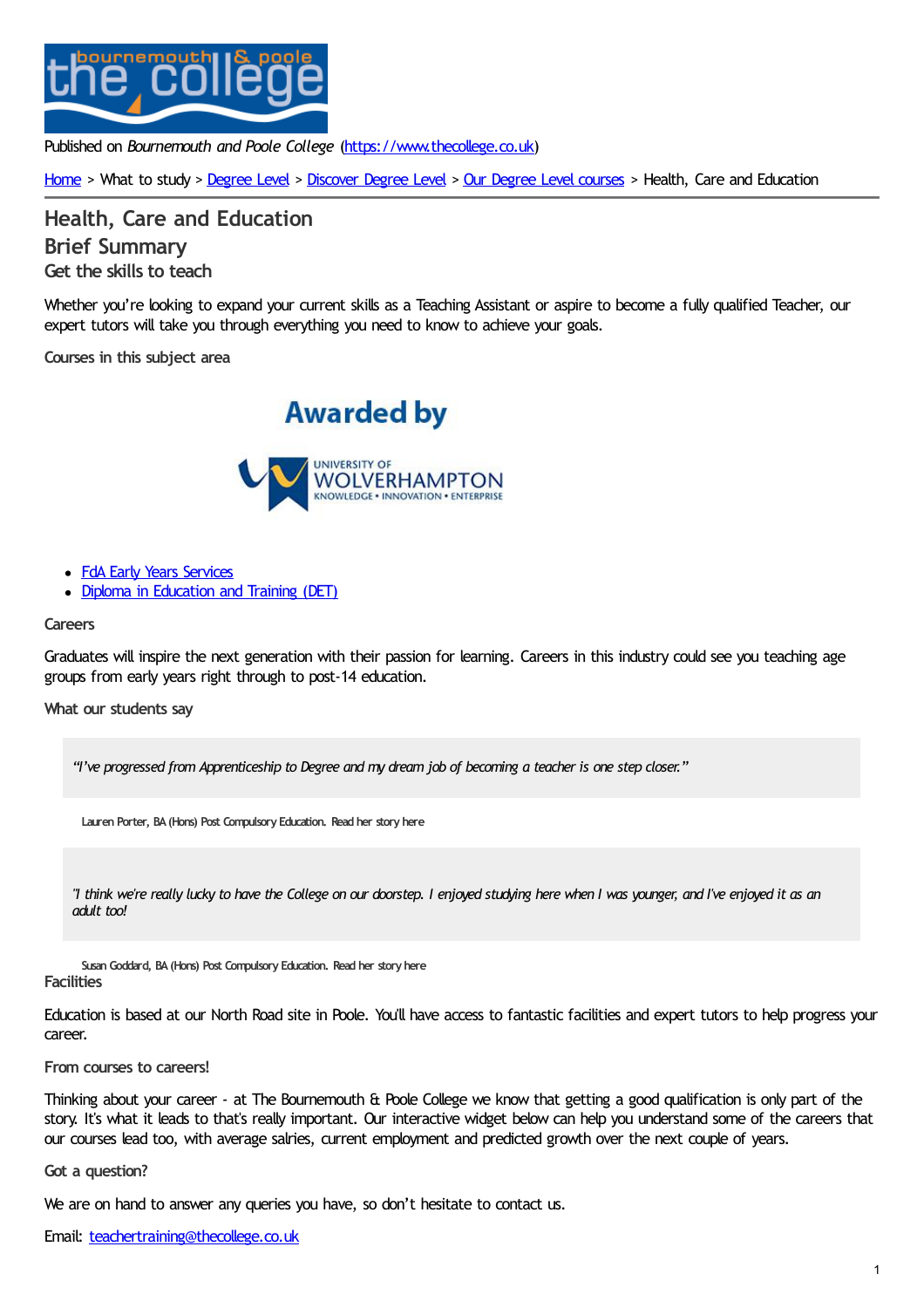Published on *Bournemouth and Poole College* (https://www.thecollege.co.uk)

Home > What to study > Degree Level > Discover Degree Level > Our Degree Level courses > Health, Care and Education

# Health, Care and Education

## Brief Summary

### Get the skills to teach

Whether you're looking to expand your current skills as a Teaching Assistant or aspire to become a fully qualified Teacher, our expert tutors will take you through everything you need to know to achieve your goals.

#### Courses in this subject area

Awarded by

UNIVERSITY OF WOLVERHAMPTON
KNOWLEDGE • INNOVATION • ENTERPRISE

- FdA Early Years Services
- Diploma in Education and Training (DET)

#### Careers

Graduates will inspire the next generation with their passion for learning. Careers in this industry could see you teaching age groups from early years right through to post-14 education.

#### What our students say

> *"I've progressed from Apprenticeship to Degree and my dream job of becoming a teacher is one step closer."*

Lauren Porter, BA (Hons) Post Compulsory Education. Read her story here

> *"I think we're really lucky to have the College on our doorstep. I enjoyed studying here when I was younger, and I've enjoyed it as an adult too!*

Susan Goddard, BA (Hons) Post Compulsory Education. Read her story here

#### Facilities

Education is based at our North Road site in Poole. You'll have access to fantastic facilities and expert tutors to help progress your career.

#### From courses to careers!

Thinking about your career - at The Bournemouth & Poole College we know that getting a good qualification is only part of the story. It's what it leads to that's really important. Our interactive widget below can help you understand some of the careers that our courses lead too, with average salries, current employment and predicted growth over the next couple of years.

#### Got a question?

We are on hand to answer any queries you have, so don't hesitate to contact us.

Email: teachertraining@thecollege.co.uk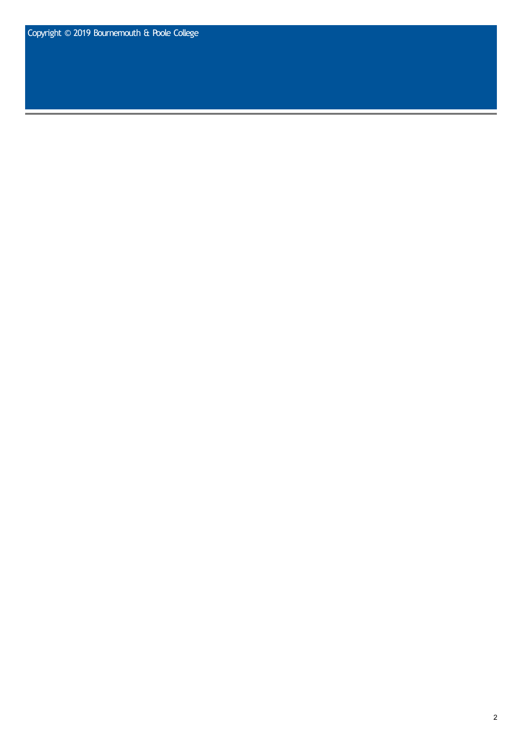Copyright © 2019 Bournemouth & Poole College